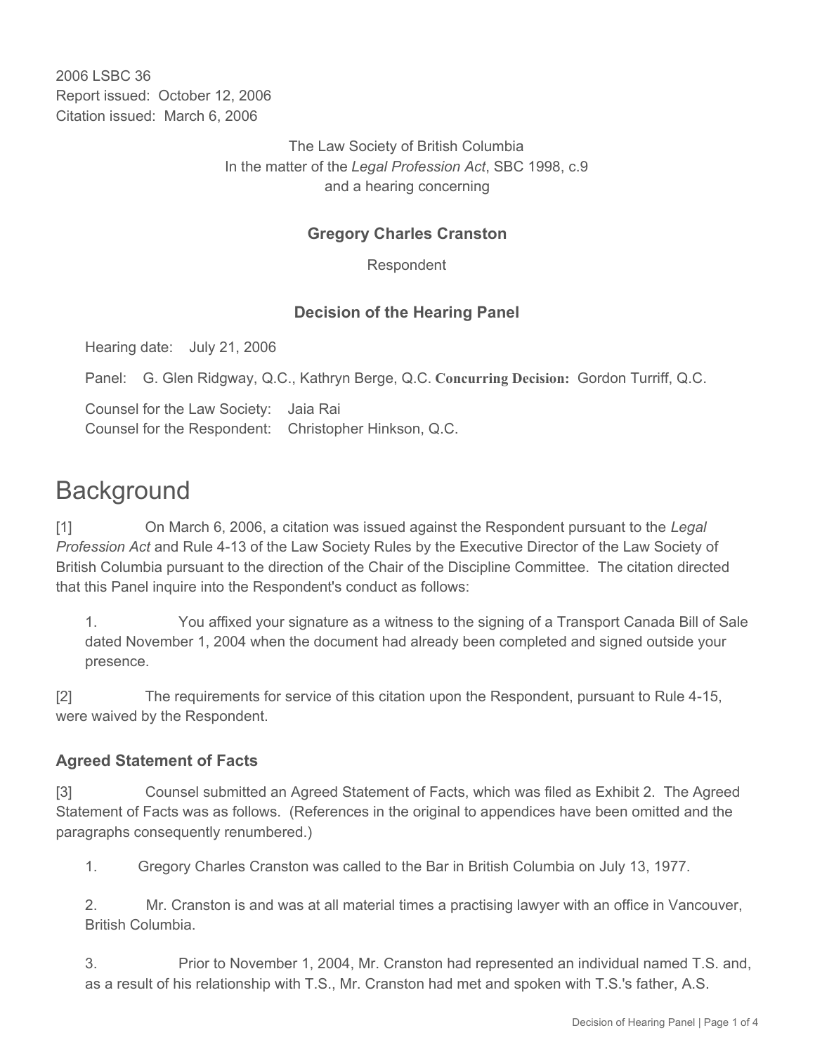2006 LSBC 36
Report issued: October 12, 2006
Citation issued: March 6, 2006

The Law Society of British Columbia
In the matter of the *Legal Profession Act*, SBC 1998, c.9
and a hearing concerning

**Gregory Charles Cranston**

Respondent

**Decision of the Hearing Panel**

Hearing date: July 21, 2006

Panel: G. Glen Ridgway, Q.C., Kathryn Berge, Q.C. **Concurring Decision:** Gordon Turriff, Q.C.

Counsel for the Law Society: Jaia Rai
Counsel for the Respondent: Christopher Hinkson, Q.C.

# Background

[1] On March 6, 2006, a citation was issued against the Respondent pursuant to the *Legal Profession Act* and Rule 4-13 of the Law Society Rules by the Executive Director of the Law Society of British Columbia pursuant to the direction of the Chair of the Discipline Committee. The citation directed that this Panel inquire into the Respondent's conduct as follows:

> 1. You affixed your signature as a witness to the signing of a Transport Canada Bill of Sale dated November 1, 2004 when the document had already been completed and signed outside your presence.

[2] The requirements for service of this citation upon the Respondent, pursuant to Rule 4-15, were waived by the Respondent.

### Agreed Statement of Facts

[3] Counsel submitted an Agreed Statement of Facts, which was filed as Exhibit 2. The Agreed Statement of Facts was as follows. (References in the original to appendices have been omitted and the paragraphs consequently renumbered.)

> 1. Gregory Charles Cranston was called to the Bar in British Columbia on July 13, 1977.
>
> 2. Mr. Cranston is and was at all material times a practising lawyer with an office in Vancouver, British Columbia.
>
> 3. Prior to November 1, 2004, Mr. Cranston had represented an individual named T.S. and, as a result of his relationship with T.S., Mr. Cranston had met and spoken with T.S.'s father, A.S.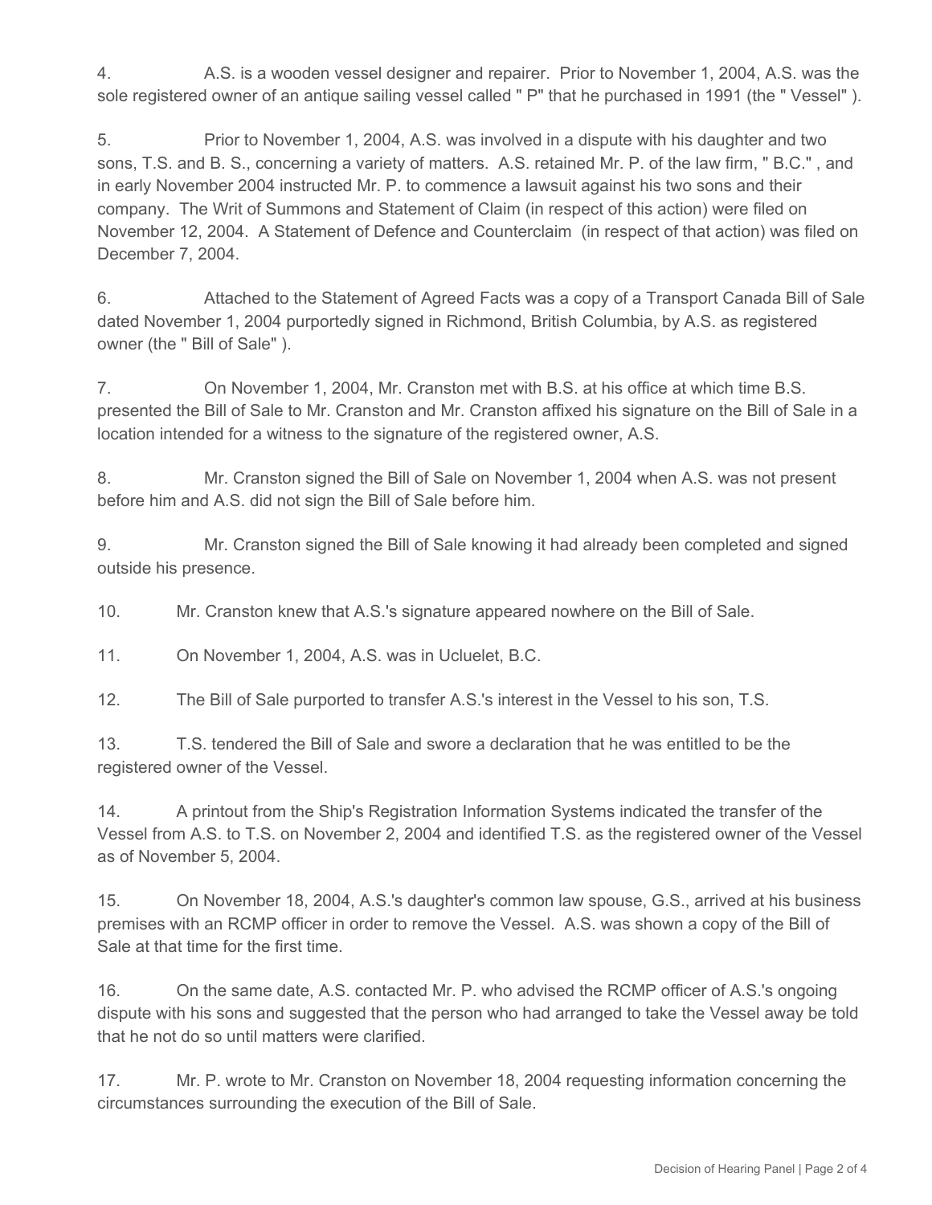4. A.S. is a wooden vessel designer and repairer. Prior to November 1, 2004, A.S. was the sole registered owner of an antique sailing vessel called " P" that he purchased in 1991 (the " Vessel" ).

5. Prior to November 1, 2004, A.S. was involved in a dispute with his daughter and two sons, T.S. and B. S., concerning a variety of matters. A.S. retained Mr. P. of the law firm, " B.C." , and in early November 2004 instructed Mr. P. to commence a lawsuit against his two sons and their company. The Writ of Summons and Statement of Claim (in respect of this action) were filed on November 12, 2004. A Statement of Defence and Counterclaim (in respect of that action) was filed on December 7, 2004.

6. Attached to the Statement of Agreed Facts was a copy of a Transport Canada Bill of Sale dated November 1, 2004 purportedly signed in Richmond, British Columbia, by A.S. as registered owner (the " Bill of Sale" ).

7. On November 1, 2004, Mr. Cranston met with B.S. at his office at which time B.S. presented the Bill of Sale to Mr. Cranston and Mr. Cranston affixed his signature on the Bill of Sale in a location intended for a witness to the signature of the registered owner, A.S.

8. Mr. Cranston signed the Bill of Sale on November 1, 2004 when A.S. was not present before him and A.S. did not sign the Bill of Sale before him.

9. Mr. Cranston signed the Bill of Sale knowing it had already been completed and signed outside his presence.

10. Mr. Cranston knew that A.S.'s signature appeared nowhere on the Bill of Sale.

11. On November 1, 2004, A.S. was in Ucluelet, B.C.

12. The Bill of Sale purported to transfer A.S.'s interest in the Vessel to his son, T.S.

13. T.S. tendered the Bill of Sale and swore a declaration that he was entitled to be the registered owner of the Vessel.

14. A printout from the Ship's Registration Information Systems indicated the transfer of the Vessel from A.S. to T.S. on November 2, 2004 and identified T.S. as the registered owner of the Vessel as of November 5, 2004.

15. On November 18, 2004, A.S.'s daughter's common law spouse, G.S., arrived at his business premises with an RCMP officer in order to remove the Vessel. A.S. was shown a copy of the Bill of Sale at that time for the first time.

16. On the same date, A.S. contacted Mr. P. who advised the RCMP officer of A.S.'s ongoing dispute with his sons and suggested that the person who had arranged to take the Vessel away be told that he not do so until matters were clarified.

17. Mr. P. wrote to Mr. Cranston on November 18, 2004 requesting information concerning the circumstances surrounding the execution of the Bill of Sale.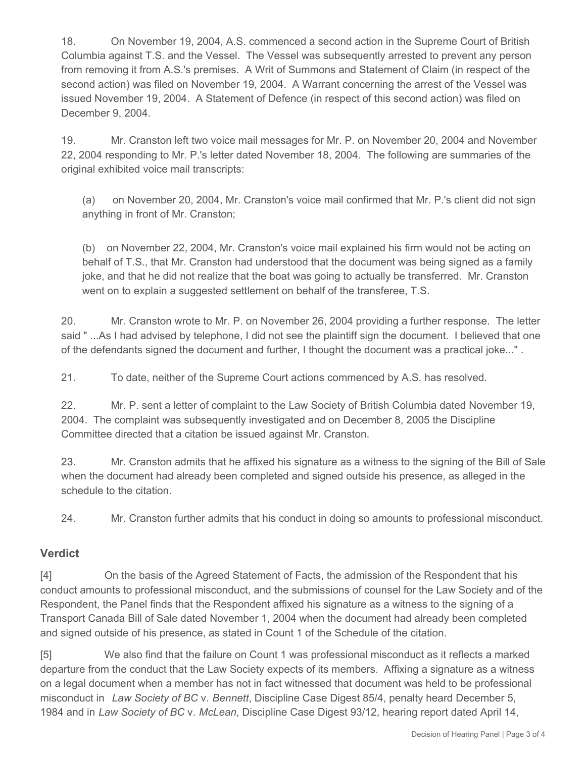18. On November 19, 2004, A.S. commenced a second action in the Supreme Court of British Columbia against T.S. and the Vessel. The Vessel was subsequently arrested to prevent any person from removing it from A.S.'s premises. A Writ of Summons and Statement of Claim (in respect of the second action) was filed on November 19, 2004. A Warrant concerning the arrest of the Vessel was issued November 19, 2004. A Statement of Defence (in respect of this second action) was filed on December 9, 2004.

19. Mr. Cranston left two voice mail messages for Mr. P. on November 20, 2004 and November 22, 2004 responding to Mr. P.'s letter dated November 18, 2004. The following are summaries of the original exhibited voice mail transcripts:

(a) on November 20, 2004, Mr. Cranston's voice mail confirmed that Mr. P.'s client did not sign anything in front of Mr. Cranston;

(b) on November 22, 2004, Mr. Cranston's voice mail explained his firm would not be acting on behalf of T.S., that Mr. Cranston had understood that the document was being signed as a family joke, and that he did not realize that the boat was going to actually be transferred. Mr. Cranston went on to explain a suggested settlement on behalf of the transferee, T.S.

20. Mr. Cranston wrote to Mr. P. on November 26, 2004 providing a further response. The letter said " ...As I had advised by telephone, I did not see the plaintiff sign the document. I believed that one of the defendants signed the document and further, I thought the document was a practical joke..." .

21. To date, neither of the Supreme Court actions commenced by A.S. has resolved.

22. Mr. P. sent a letter of complaint to the Law Society of British Columbia dated November 19, 2004. The complaint was subsequently investigated and on December 8, 2005 the Discipline Committee directed that a citation be issued against Mr. Cranston.

23. Mr. Cranston admits that he affixed his signature as a witness to the signing of the Bill of Sale when the document had already been completed and signed outside his presence, as alleged in the schedule to the citation.

24. Mr. Cranston further admits that his conduct in doing so amounts to professional misconduct.

## Verdict

[4] On the basis of the Agreed Statement of Facts, the admission of the Respondent that his conduct amounts to professional misconduct, and the submissions of counsel for the Law Society and of the Respondent, the Panel finds that the Respondent affixed his signature as a witness to the signing of a Transport Canada Bill of Sale dated November 1, 2004 when the document had already been completed and signed outside of his presence, as stated in Count 1 of the Schedule of the citation.

[5] We also find that the failure on Count 1 was professional misconduct as it reflects a marked departure from the conduct that the Law Society expects of its members. Affixing a signature as a witness on a legal document when a member has not in fact witnessed that document was held to be professional misconduct in *Law Society of BC* v. *Bennett*, Discipline Case Digest 85/4, penalty heard December 5, 1984 and in *Law Society of BC* v. *McLean*, Discipline Case Digest 93/12, hearing report dated April 14,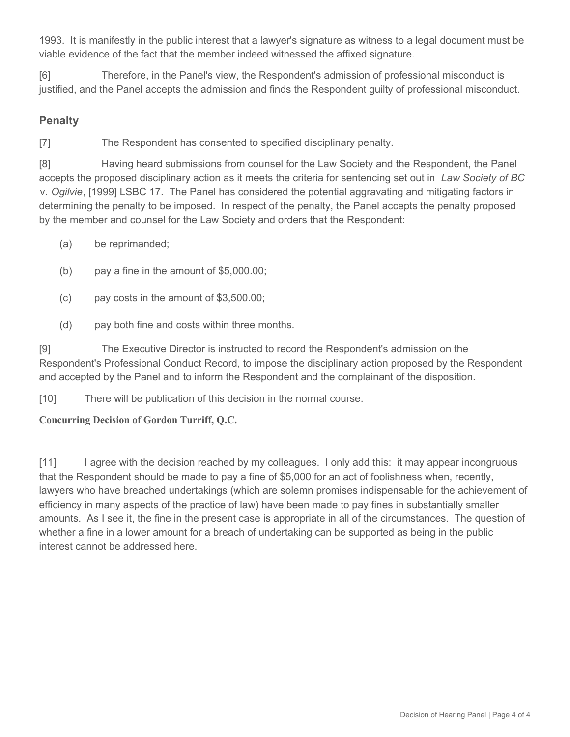1993. It is manifestly in the public interest that a lawyer's signature as witness to a legal document must be viable evidence of the fact that the member indeed witnessed the affixed signature.

[6] Therefore, in the Panel's view, the Respondent's admission of professional misconduct is justified, and the Panel accepts the admission and finds the Respondent guilty of professional misconduct.

## Penalty

[7] The Respondent has consented to specified disciplinary penalty.

[8] Having heard submissions from counsel for the Law Society and the Respondent, the Panel accepts the proposed disciplinary action as it meets the criteria for sentencing set out in *Law Society of BC v. Ogilvie*, [1999] LSBC 17. The Panel has considered the potential aggravating and mitigating factors in determining the penalty to be imposed. In respect of the penalty, the Panel accepts the penalty proposed by the member and counsel for the Law Society and orders that the Respondent:

(a) be reprimanded;

(b) pay a fine in the amount of $5,000.00;

(c) pay costs in the amount of $3,500.00;

(d) pay both fine and costs within three months.

[9] The Executive Director is instructed to record the Respondent's admission on the Respondent's Professional Conduct Record, to impose the disciplinary action proposed by the Respondent and accepted by the Panel and to inform the Respondent and the complainant of the disposition.

[10] There will be publication of this decision in the normal course.

**Concurring Decision of Gordon Turriff, Q.C.**

[11] I agree with the decision reached by my colleagues. I only add this: it may appear incongruous that the Respondent should be made to pay a fine of $5,000 for an act of foolishness when, recently, lawyers who have breached undertakings (which are solemn promises indispensable for the achievement of efficiency in many aspects of the practice of law) have been made to pay fines in substantially smaller amounts. As I see it, the fine in the present case is appropriate in all of the circumstances. The question of whether a fine in a lower amount for a breach of undertaking can be supported as being in the public interest cannot be addressed here.